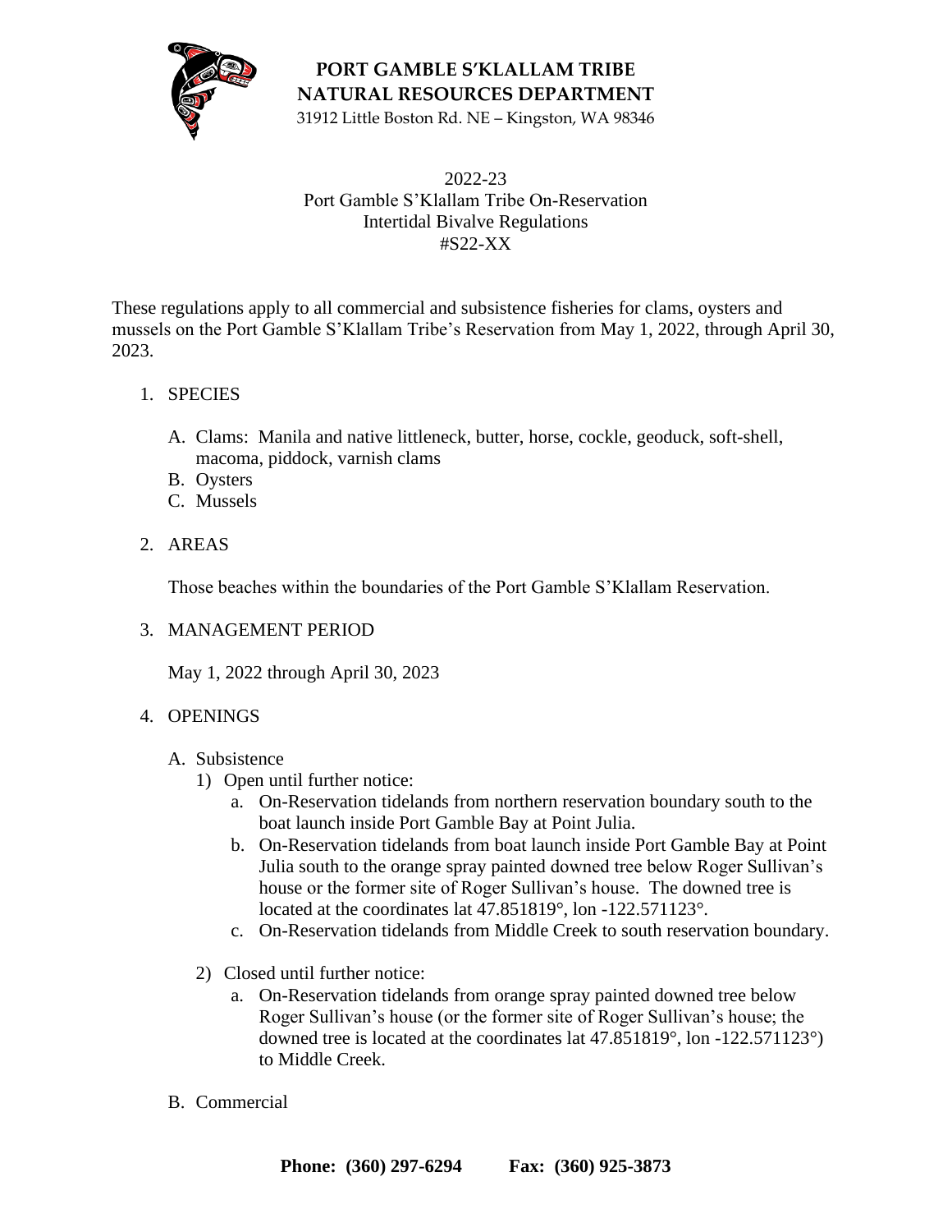# PORT GAMBLE S'KLALLAM TRIBE
# NATURAL RESOURCES DEPARTMENT

31912 Little Boston Rd. NE – Kingston, WA 98346

2022-23
Port Gamble S'Klallam Tribe On-Reservation
Intertidal Bivalve Regulations
#S22-XX

These regulations apply to all commercial and subsistence fisheries for clams, oysters and mussels on the Port Gamble S'Klallam Tribe's Reservation from May 1, 2022, through April 30, 2023.

1. SPECIES

   A. Clams: Manila and native littleneck, butter, horse, cockle, geoduck, soft-shell, macoma, piddock, varnish clams
   B. Oysters
   C. Mussels

2. AREAS

   Those beaches within the boundaries of the Port Gamble S'Klallam Reservation.

3. MANAGEMENT PERIOD

   May 1, 2022 through April 30, 2023

4. OPENINGS

   A. Subsistence
      1) Open until further notice:
         a. On-Reservation tidelands from northern reservation boundary south to the boat launch inside Port Gamble Bay at Point Julia.
         b. On-Reservation tidelands from boat launch inside Port Gamble Bay at Point Julia south to the orange spray painted downed tree below Roger Sullivan's house or the former site of Roger Sullivan's house. The downed tree is located at the coordinates lat 47.851819°, lon -122.571123°.
         c. On-Reservation tidelands from Middle Creek to south reservation boundary.

      2) Closed until further notice:
         a. On-Reservation tidelands from orange spray painted downed tree below Roger Sullivan's house (or the former site of Roger Sullivan's house; the downed tree is located at the coordinates lat 47.851819°, lon -122.571123°) to Middle Creek.

   B. Commercial

**Phone: (360) 297-6294 Fax: (360) 925-3873**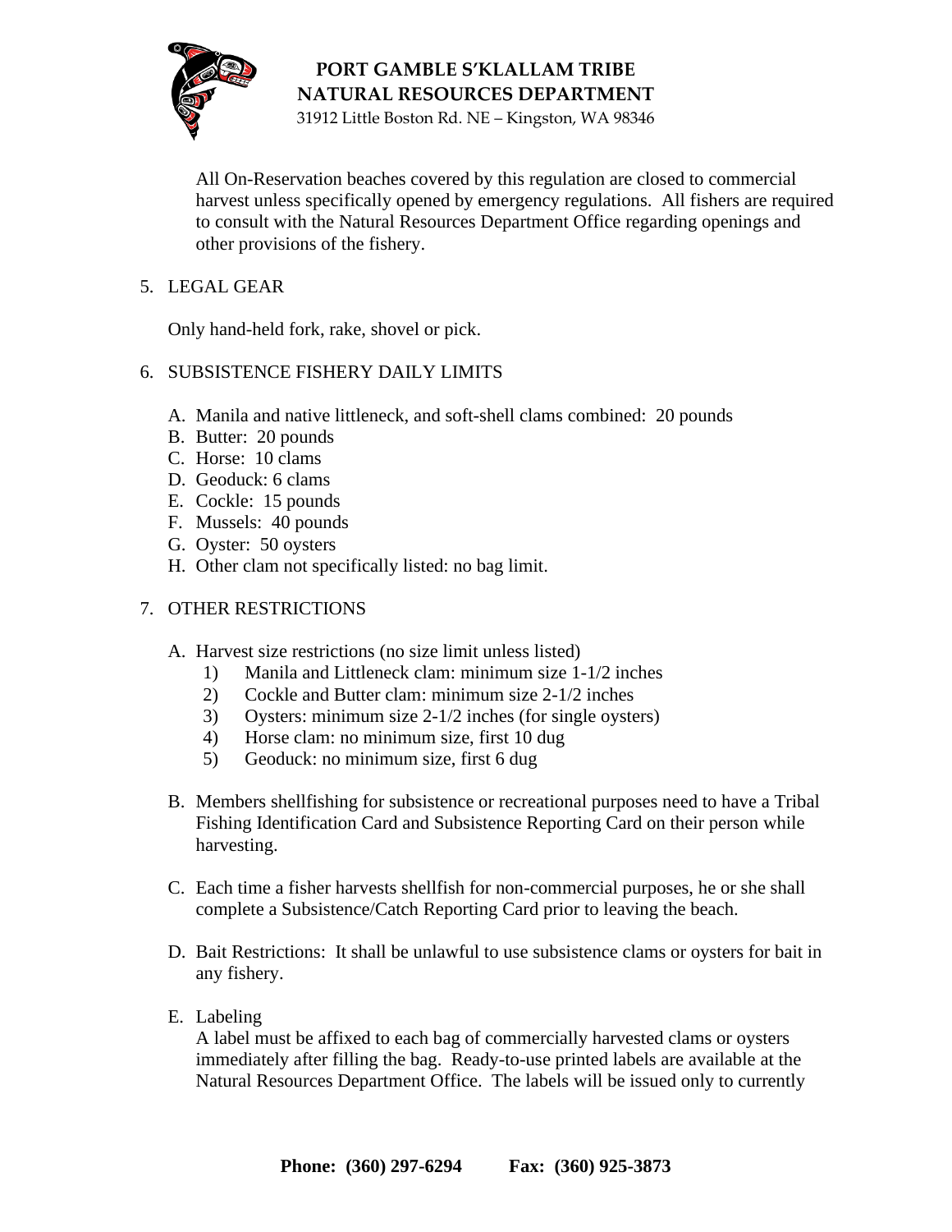All On-Reservation beaches covered by this regulation are closed to commercial harvest unless specifically opened by emergency regulations. All fishers are required to consult with the Natural Resources Department Office regarding openings and other provisions of the fishery.

5. LEGAL GEAR

   Only hand-held fork, rake, shovel or pick.

6. SUBSISTENCE FISHERY DAILY LIMITS

   A. Manila and native littleneck, and soft-shell clams combined: 20 pounds
   B. Butter: 20 pounds
   C. Horse: 10 clams
   D. Geoduck: 6 clams
   E. Cockle: 15 pounds
   F. Mussels: 40 pounds
   G. Oyster: 50 oysters
   H. Other clam not specifically listed: no bag limit.

7. OTHER RESTRICTIONS

   A. Harvest size restrictions (no size limit unless listed)
      1) Manila and Littleneck clam: minimum size 1-1/2 inches
      2) Cockle and Butter clam: minimum size 2-1/2 inches
      3) Oysters: minimum size 2-1/2 inches (for single oysters)
      4) Horse clam: no minimum size, first 10 dug
      5) Geoduck: no minimum size, first 6 dug

   B. Members shellfishing for subsistence or recreational purposes need to have a Tribal Fishing Identification Card and Subsistence Reporting Card on their person while harvesting.

   C. Each time a fisher harvests shellfish for non-commercial purposes, he or she shall complete a Subsistence/Catch Reporting Card prior to leaving the beach.

   D. Bait Restrictions: It shall be unlawful to use subsistence clams or oysters for bait in any fishery.

   E. Labeling
      A label must be affixed to each bag of commercially harvested clams or oysters immediately after filling the bag. Ready-to-use printed labels are available at the Natural Resources Department Office. The labels will be issued only to currently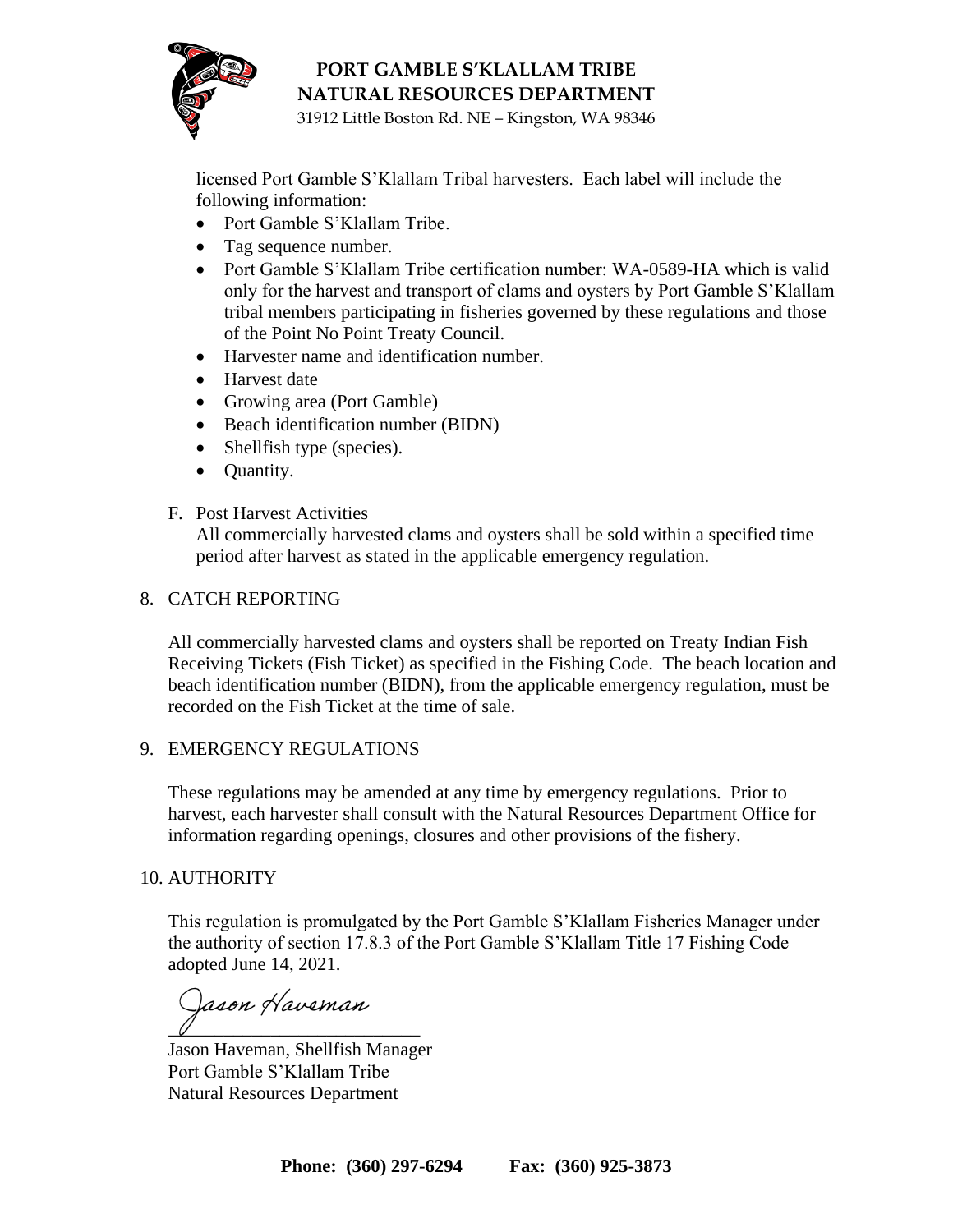licensed Port Gamble S'Klallam Tribal harvesters. Each label will include the following information:

- Port Gamble S'Klallam Tribe.
- Tag sequence number.
- Port Gamble S'Klallam Tribe certification number: WA-0589-HA which is valid only for the harvest and transport of clams and oysters by Port Gamble S'Klallam tribal members participating in fisheries governed by these regulations and those of the Point No Point Treaty Council.
- Harvester name and identification number.
- Harvest date
- Growing area (Port Gamble)
- Beach identification number (BIDN)
- Shellfish type (species).
- Quantity.

F. Post Harvest Activities
All commercially harvested clams and oysters shall be sold within a specified time period after harvest as stated in the applicable emergency regulation.

8. CATCH REPORTING

All commercially harvested clams and oysters shall be reported on Treaty Indian Fish Receiving Tickets (Fish Ticket) as specified in the Fishing Code. The beach location and beach identification number (BIDN), from the applicable emergency regulation, must be recorded on the Fish Ticket at the time of sale.

9. EMERGENCY REGULATIONS

These regulations may be amended at any time by emergency regulations. Prior to harvest, each harvester shall consult with the Natural Resources Department Office for information regarding openings, closures and other provisions of the fishery.

10. AUTHORITY

This regulation is promulgated by the Port Gamble S'Klallam Fisheries Manager under the authority of section 17.8.3 of the Port Gamble S'Klallam Title 17 Fishing Code adopted June 14, 2021.

Jason Haveman

Jason Haveman, Shellfish Manager
Port Gamble S'Klallam Tribe
Natural Resources Department